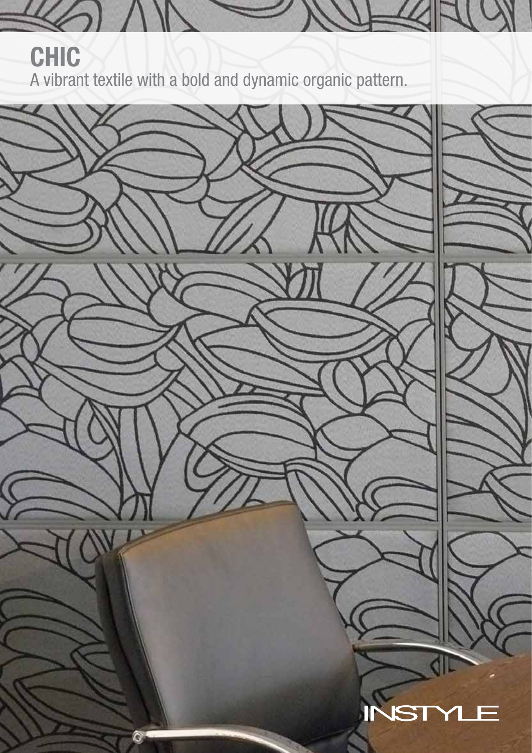# CHIC

A vibrant textile with a bold and dynamic organic pattern.

INSTYLE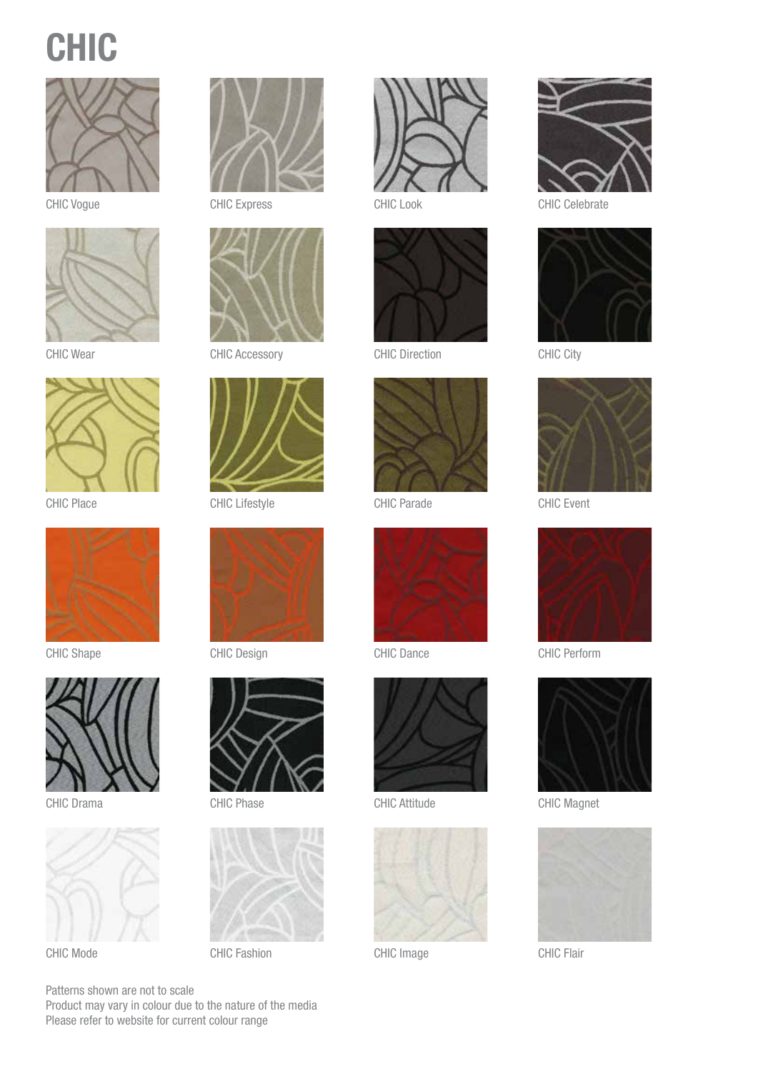# CHIC

CHIC Vogue

CHIC Express

CHIC Look

CHIC Celebrate

CHIC Wear

CHIC Accessory

CHIC Direction

CHIC City

CHIC Place

CHIC Lifestyle

CHIC Parade

CHIC Event

CHIC Shape

CHIC Design

CHIC Dance

CHIC Perform

CHIC Drama

CHIC Phase

CHIC Attitude

CHIC Magnet

CHIC Mode

CHIC Fashion

CHIC Image

CHIC Flair

Patterns shown are not to scale
Product may vary in colour due to the nature of the media
Please refer to website for current colour range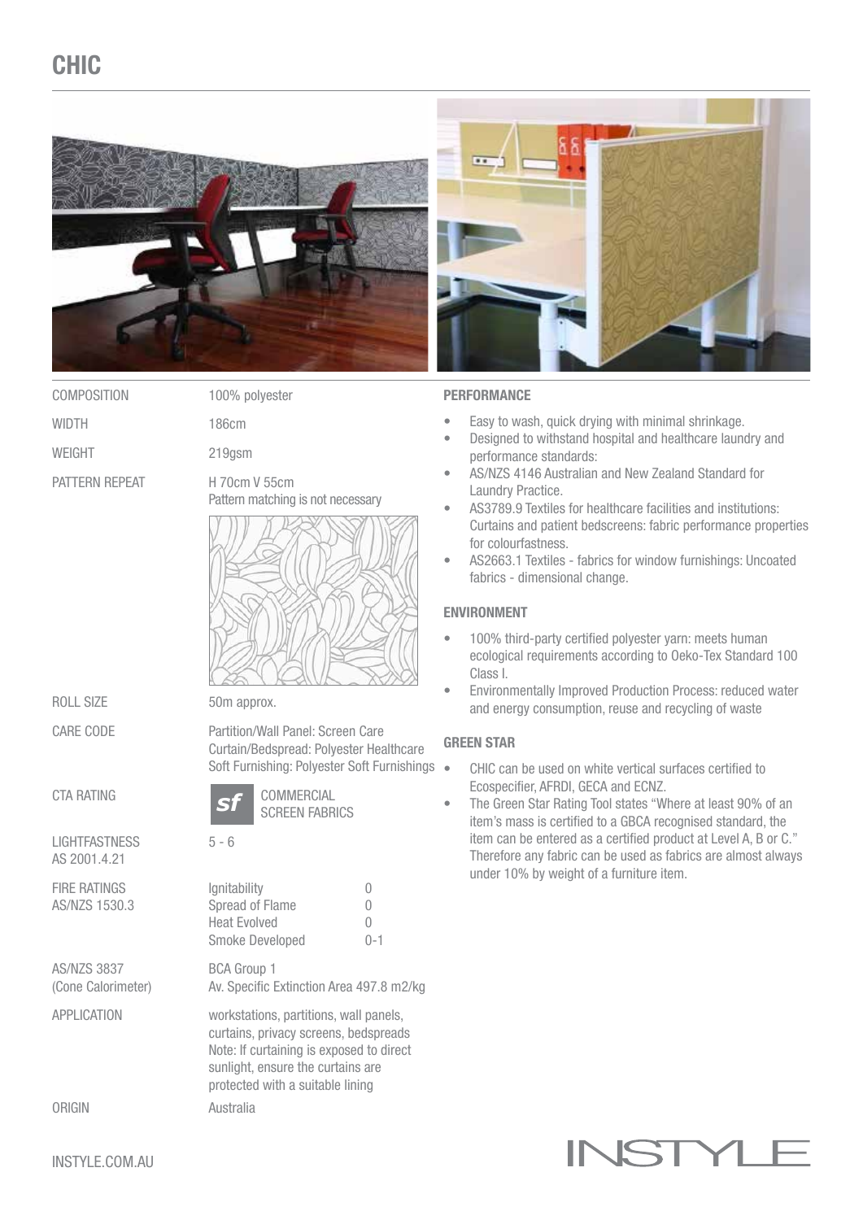# CHIC

| | |
|---|---|
| COMPOSITION | 100% polyester |
| WIDTH | 186cm |
| WEIGHT | 219gsm |
| PATTERN REPEAT | H 70cm V 55cm<br>Pattern matching is not necessary |
| ROLL SIZE | 50m approx. |
| CARE CODE | Partition/Wall Panel: Screen Care<br>Curtain/Bedspread: Polyester Healthcare<br>Soft Furnishing: Polyester Soft Furnishings |
| CTA RATING | sf COMMERCIAL SCREEN FABRICS |
| LIGHTFASTNESS AS 2001.4.21 | 5 - 6 |
| FIRE RATINGS AS/NZS 1530.3 | Ignitability 0<br>Spread of Flame 0<br>Heat Evolved 0<br>Smoke Developed 0-1 |
| AS/NZS 3837 (Cone Calorimeter) | BCA Group 1<br>Av. Specific Extinction Area 497.8 m2/kg |
| APPLICATION | workstations, partitions, wall panels, curtains, privacy screens, bedspreads<br>Note: If curtaining is exposed to direct sunlight, ensure the curtains are protected with a suitable lining |
| ORIGIN | Australia |

## PERFORMANCE

- Easy to wash, quick drying with minimal shrinkage.
- Designed to withstand hospital and healthcare laundry and performance standards:
- AS/NZS 4146 Australian and New Zealand Standard for Laundry Practice.
- AS3789.9 Textiles for healthcare facilities and institutions: Curtains and patient bedscreens: fabric performance properties for colourfastness.
- AS2663.1 Textiles - fabrics for window furnishings: Uncoated fabrics - dimensional change.

## ENVIRONMENT

- 100% third-party certified polyester yarn: meets human ecological requirements according to Oeko-Tex Standard 100 Class I.
- Environmentally Improved Production Process: reduced water and energy consumption, reuse and recycling of waste

## GREEN STAR

- CHIC can be used on white vertical surfaces certified to Ecospecifier, AFRDI, GECA and ECNZ.
- The Green Star Rating Tool states "Where at least 90% of an item's mass is certified to a GBCA recognised standard, the item can be entered as a certified product at Level A, B or C." Therefore any fabric can be used as fabrics are almost always under 10% by weight of a furniture item.

INSTYLE.COM.AU

INSTYLE